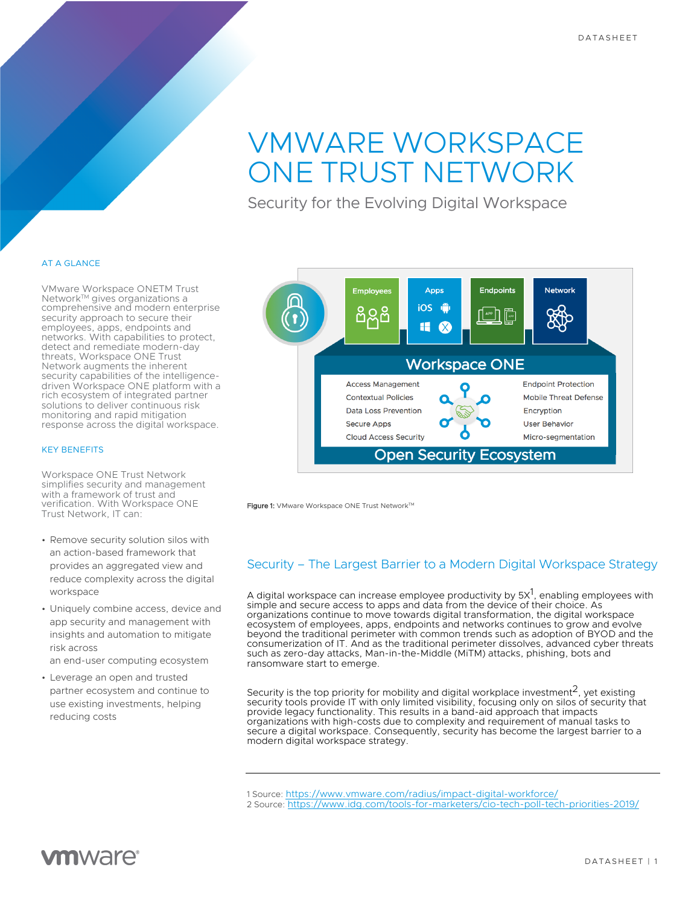# VMWARE WORKSPACE ONE TRUST NETWORK

## Security for the Evolving Digital Workspace

### AT A GLANCE

VMware Workspace ONETM Trust Network™ gives organizations a comprehensive and modern enterprise security approach to secure their employees, apps, endpoints and networks. With capabilities to protect, detect and remediate modern-day threats, Workspace ONE Trust Network augments the inherent security capabilities of the intelligence-driven Workspace ONE platform with a rich ecosystem of integrated partner solutions to deliver continuous risk monitoring and rapid mitigation response across the digital workspace.

### KEY BENEFITS

Workspace ONE Trust Network simplifies security and management with a framework of trust and verification. With Workspace ONE Trust Network, IT can:

- Remove security solution silos with an action-based framework that provides an aggregated view and reduce complexity across the digital workspace
- Uniquely combine access, device and app security and management with insights and automation to mitigate risk across an end-user computing ecosystem
- Leverage an open and trusted partner ecosystem and continue to use existing investments, helping reducing costs

**Figure 1:** VMware Workspace ONE Trust Network™

## Security – The Largest Barrier to a Modern Digital Workspace Strategy

A digital workspace can increase employee productivity by 5X[1], enabling employees with simple and secure access to apps and data from the device of their choice. As organizations continue to move towards digital transformation, the digital workspace ecosystem of employees, apps, endpoints and networks continues to grow and evolve beyond the traditional perimeter with common trends such as adoption of BYOD and the consumerization of IT. And as the traditional perimeter dissolves, advanced cyber threats such as zero-day attacks, Man-in-the-Middle (MiTM) attacks, phishing, bots and ransomware start to emerge.

Security is the top priority for mobility and digital workplace investment[2], yet existing security tools provide IT with only limited visibility, focusing only on silos of security that provide legacy functionality. This results in a band-aid approach that impacts organizations with high-costs due to complexity and requirement of manual tasks to secure a digital workspace. Consequently, security has become the largest barrier to a modern digital workspace strategy.

---

1 Source: https://www.vmware.com/radius/impact-digital-workforce/
2 Source: https://www.idg.com/tools-for-marketers/cio-tech-poll-tech-priorities-2019/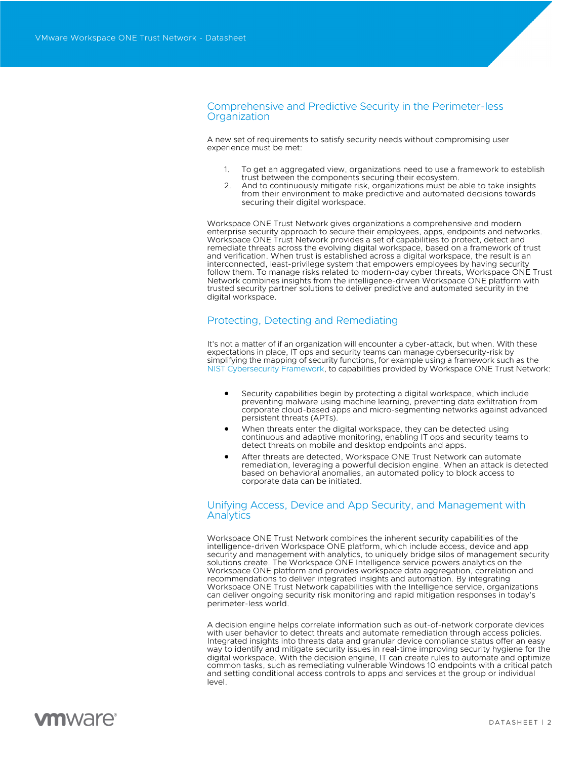## Comprehensive and Predictive Security in the Perimeter-less Organization

A new set of requirements to satisfy security needs without compromising user experience must be met:

1. To get an aggregated view, organizations need to use a framework to establish trust between the components securing their ecosystem.
2. And to continuously mitigate risk, organizations must be able to take insights from their environment to make predictive and automated decisions towards securing their digital workspace.

Workspace ONE Trust Network gives organizations a comprehensive and modern enterprise security approach to secure their employees, apps, endpoints and networks. Workspace ONE Trust Network provides a set of capabilities to protect, detect and remediate threats across the evolving digital workspace, based on a framework of trust and verification. When trust is established across a digital workspace, the result is an interconnected, least-privilege system that empowers employees by having security follow them. To manage risks related to modern-day cyber threats, Workspace ONE Trust Network combines insights from the intelligence-driven Workspace ONE platform with trusted security partner solutions to deliver predictive and automated security in the digital workspace.

## Protecting, Detecting and Remediating

It's not a matter of if an organization will encounter a cyber-attack, but when. With these expectations in place, IT ops and security teams can manage cybersecurity-risk by simplifying the mapping of security functions, for example using a framework such as the NIST Cybersecurity Framework, to capabilities provided by Workspace ONE Trust Network:

- Security capabilities begin by protecting a digital workspace, which include preventing malware using machine learning, preventing data exfiltration from corporate cloud-based apps and micro-segmenting networks against advanced persistent threats (APTs).
- When threats enter the digital workspace, they can be detected using continuous and adaptive monitoring, enabling IT ops and security teams to detect threats on mobile and desktop endpoints and apps.
- After threats are detected, Workspace ONE Trust Network can automate remediation, leveraging a powerful decision engine. When an attack is detected based on behavioral anomalies, an automated policy to block access to corporate data can be initiated.

## Unifying Access, Device and App Security, and Management with Analytics

Workspace ONE Trust Network combines the inherent security capabilities of the intelligence-driven Workspace ONE platform, which include access, device and app security and management with analytics, to uniquely bridge silos of management security solutions create. The Workspace ONE Intelligence service powers analytics on the Workspace ONE platform and provides workspace data aggregation, correlation and recommendations to deliver integrated insights and automation. By integrating Workspace ONE Trust Network capabilities with the Intelligence service, organizations can deliver ongoing security risk monitoring and rapid mitigation responses in today's perimeter-less world.

A decision engine helps correlate information such as out-of-network corporate devices with user behavior to detect threats and automate remediation through access policies. Integrated insights into threats data and granular device compliance status offer an easy way to identify and mitigate security issues in real-time improving security hygiene for the digital workspace. With the decision engine, IT can create rules to automate and optimize common tasks, such as remediating vulnerable Windows 10 endpoints with a critical patch and setting conditional access controls to apps and services at the group or individual level.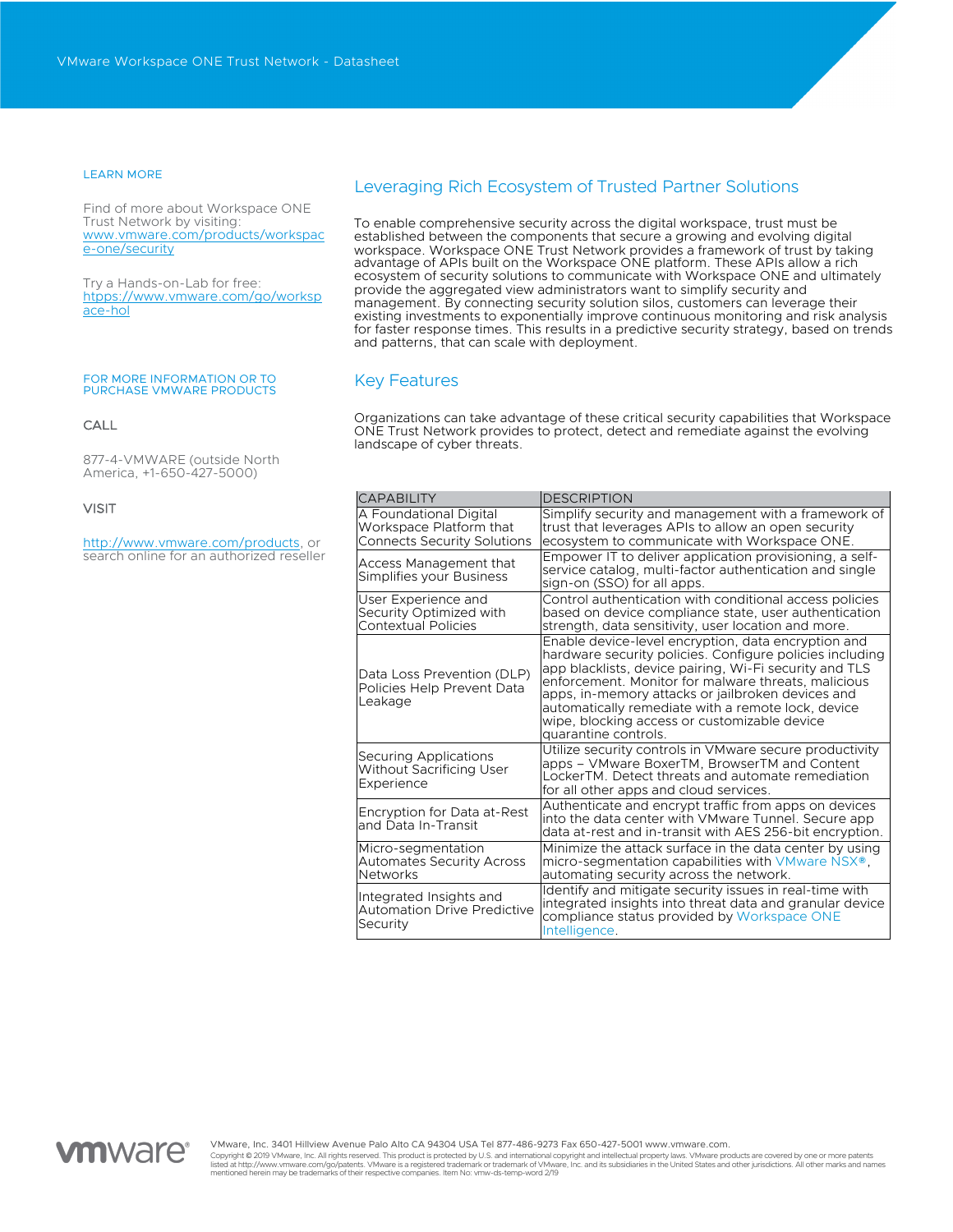LEARN MORE

Find of more about Workspace ONE Trust Network by visiting: [www.vmware.com/products/workspace-one/security](www.vmware.com/products/workspace-one/security)

Try a Hands-on-Lab for free: [htpps://www.vmware.com/go/workspace-hol](htpps://www.vmware.com/go/workspace-hol)

FOR MORE INFORMATION OR TO PURCHASE VMWARE PRODUCTS

CALL

877-4-VMWARE (outside North America, +1-650-427-5000)

VISIT

[http://www.vmware.com/products](http://www.vmware.com/products), or search online for an authorized reseller

## Leveraging Rich Ecosystem of Trusted Partner Solutions

To enable comprehensive security across the digital workspace, trust must be established between the components that secure a growing and evolving digital workspace. Workspace ONE Trust Network provides a framework of trust by taking advantage of APIs built on the Workspace ONE platform. These APIs allow a rich ecosystem of security solutions to communicate with Workspace ONE and ultimately provide the aggregated view administrators want to simplify security and management. By connecting security solution silos, customers can leverage their existing investments to exponentially improve continuous monitoring and risk analysis for faster response times. This results in a predictive security strategy, based on trends and patterns, that can scale with deployment.

## Key Features

Organizations can take advantage of these critical security capabilities that Workspace ONE Trust Network provides to protect, detect and remediate against the evolving landscape of cyber threats.

| CAPABILITY | DESCRIPTION |
|---|---|
| A Foundational Digital Workspace Platform that Connects Security Solutions | Simplify security and management with a framework of trust that leverages APIs to allow an open security ecosystem to communicate with Workspace ONE. |
| Access Management that Simplifies your Business | Empower IT to deliver application provisioning, a self-service catalog, multi-factor authentication and single sign-on (SSO) for all apps. |
| User Experience and Security Optimized with Contextual Policies | Control authentication with conditional access policies based on device compliance state, user authentication strength, data sensitivity, user location and more. |
| Data Loss Prevention (DLP) Policies Help Prevent Data Leakage | Enable device-level encryption, data encryption and hardware security policies. Configure policies including app blacklists, device pairing, Wi-Fi security and TLS enforcement. Monitor for malware threats, malicious apps, in-memory attacks or jailbroken devices and automatically remediate with a remote lock, device wipe, blocking access or customizable device quarantine controls. |
| Securing Applications Without Sacrificing User Experience | Utilize security controls in VMware secure productivity apps – VMware BoxerTM, BrowserTM and Content LockerTM. Detect threats and automate remediation for all other apps and cloud services. |
| Encryption for Data at-Rest and Data In-Transit | Authenticate and encrypt traffic from apps on devices into the data center with VMware Tunnel. Secure app data at-rest and in-transit with AES 256-bit encryption. |
| Micro-segmentation Automates Security Across Networks | Minimize the attack surface in the data center by using micro-segmentation capabilities with VMware NSX®, automating security across the network. |
| Integrated Insights and Automation Drive Predictive Security | Identify and mitigate security issues in real-time with integrated insights into threat data and granular device compliance status provided by Workspace ONE Intelligence. |

VMware, Inc. 3401 Hillview Avenue Palo Alto CA 94304 USA Tel 877-486-9273 Fax 650-427-5001 www.vmware.com.
Copyright © 2019 VMware, Inc. All rights reserved. This product is protected by U.S. and international copyright and intellectual property laws. VMware products are covered by one or more patents listed at http://www.vmware.com/go/patents. VMware is a registered trademark or trademark of VMware, Inc. and its subsidiaries in the United States and other jurisdictions. All other marks and names mentioned herein may be trademarks of their respective companies. Item No: vmw-ds-temp-word 2/19